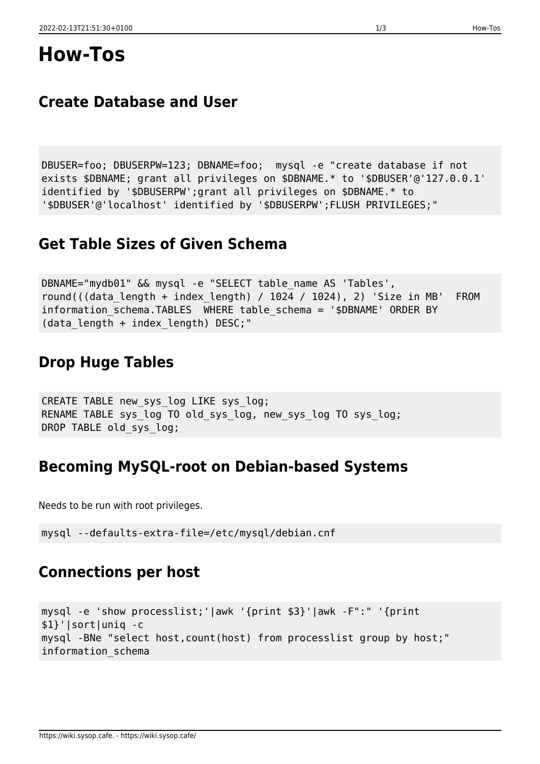# How-Tos

## Create Database and User

```
DBUSER=foo; DBUSERPW=123; DBNAME=foo;  mysql -e "create database if not
exists $DBNAME; grant all privileges on $DBNAME.* to '$DBUSER'@'127.0.0.1'
identified by '$DBUSERPW';grant all privileges on $DBNAME.* to
'$DBUSER'@'localhost' identified by '$DBUSERPW';FLUSH PRIVILEGES;"
```

## Get Table Sizes of Given Schema

```
DBNAME="mydb01" && mysql -e "SELECT table_name AS 'Tables',
round(((data_length + index_length) / 1024 / 1024), 2) 'Size in MB'  FROM
information_schema.TABLES  WHERE table_schema = '$DBNAME' ORDER BY
(data_length + index_length) DESC;"
```

## Drop Huge Tables

```
CREATE TABLE new_sys_log LIKE sys_log;
RENAME TABLE sys_log TO old_sys_log, new_sys_log TO sys_log;
DROP TABLE old_sys_log;
```

## Becoming MySQL-root on Debian-based Systems

Needs to be run with root privileges.

```
mysql --defaults-extra-file=/etc/mysql/debian.cnf
```

## Connections per host

```
mysql -e 'show processlist;'|awk '{print $3}'|awk -F":" '{print
$1}'|sort|uniq -c
mysql -BNe "select host,count(host) from processlist group by host;"
information_schema
```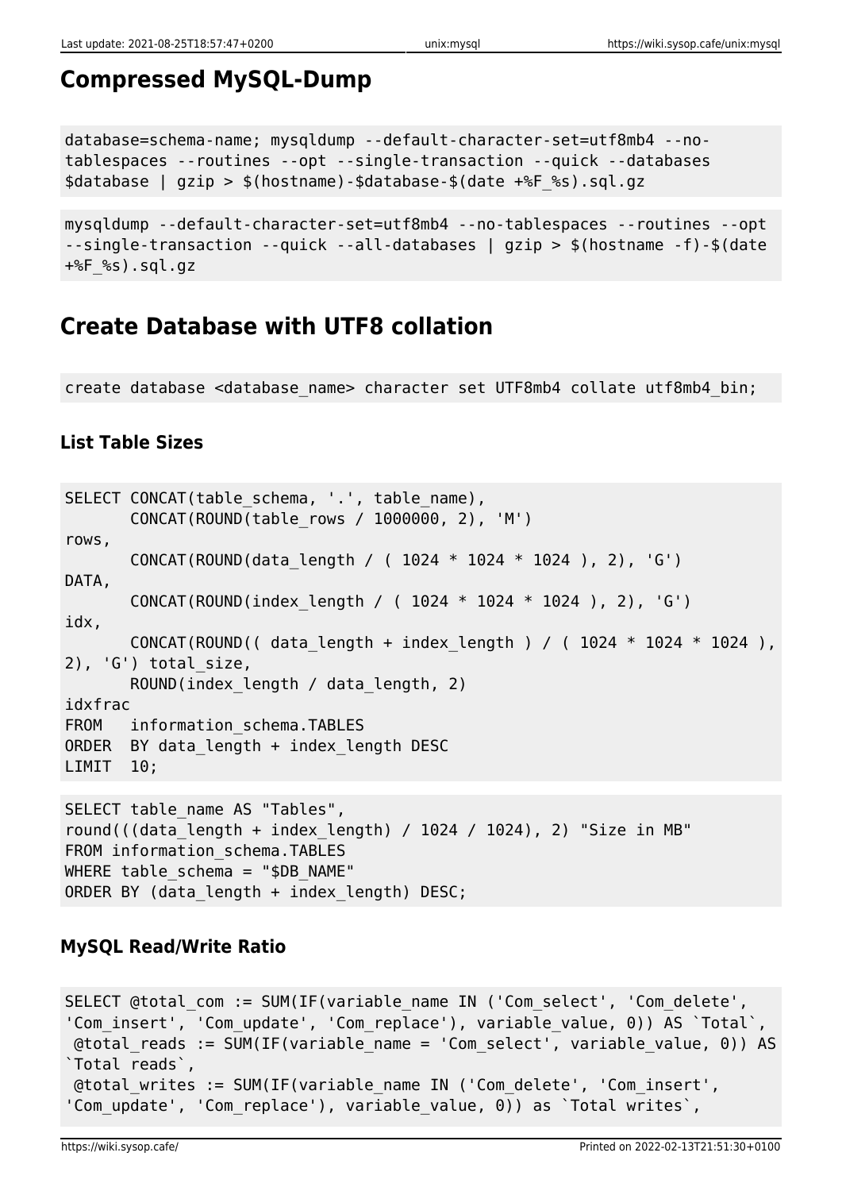## Compressed MySQL-Dump

```
database=schema-name; mysqldump --default-character-set=utf8mb4 --no-tablespaces --routines --opt --single-transaction --quick --databases $database | gzip > $(hostname)-$database-$(date +%F_%s).sql.gz
```

```
mysqldump --default-character-set=utf8mb4 --no-tablespaces --routines --opt --single-transaction --quick --all-databases | gzip > $(hostname -f)-$(date +%F_%s).sql.gz
```

## Create Database with UTF8 collation

```
create database <database_name> character set UTF8mb4 collate utf8mb4_bin;
```

### List Table Sizes

```
SELECT CONCAT(table_schema, '.', table_name),
       CONCAT(ROUND(table_rows / 1000000, 2), 'M')
rows,
       CONCAT(ROUND(data_length / ( 1024 * 1024 * 1024 ), 2), 'G')
DATA,
       CONCAT(ROUND(index_length / ( 1024 * 1024 * 1024 ), 2), 'G')
idx,
       CONCAT(ROUND(( data_length + index_length ) / ( 1024 * 1024 * 1024 ),
2), 'G') total_size,
       ROUND(index_length / data_length, 2)
idxfrac
FROM   information_schema.TABLES
ORDER  BY data_length + index_length DESC
LIMIT  10;
```

```
SELECT table_name AS "Tables",
round(((data_length + index_length) / 1024 / 1024), 2) "Size in MB"
FROM information_schema.TABLES
WHERE table_schema = "$DB_NAME"
ORDER BY (data_length + index_length) DESC;
```

### MySQL Read/Write Ratio

```
SELECT @total_com := SUM(IF(variable_name IN ('Com_select', 'Com_delete',
'Com_insert', 'Com_update', 'Com_replace'), variable_value, 0)) AS `Total`,
 @total_reads := SUM(IF(variable_name = 'Com_select', variable_value, 0)) AS
`Total reads`,
 @total_writes := SUM(IF(variable_name IN ('Com_delete', 'Com_insert',
'Com_update', 'Com_replace'), variable_value, 0)) as `Total writes`,
```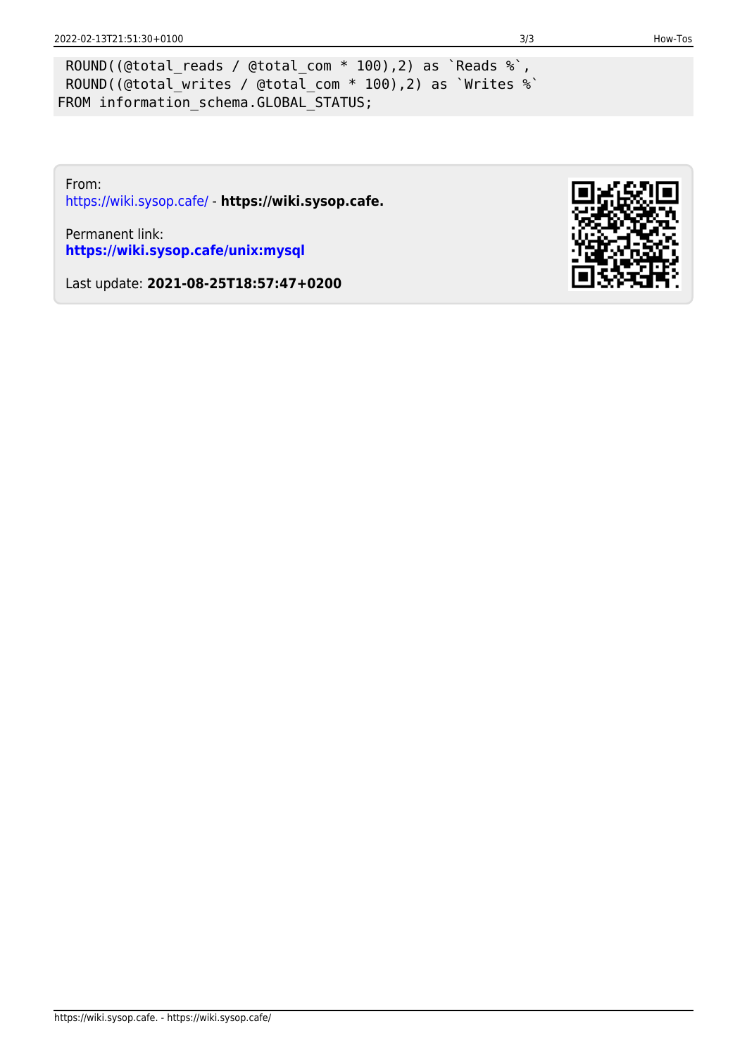```
 ROUND((@total_reads / @total_com * 100),2) as `Reads %`,
 ROUND((@total_writes / @total_com * 100),2) as `Writes %`
FROM information_schema.GLOBAL_STATUS;
```

From:
https://wiki.sysop.cafe/ - **https://wiki.sysop.cafe.**

Permanent link:
**https://wiki.sysop.cafe/unix:mysql**

Last update: **2021-08-25T18:57:47+0200**